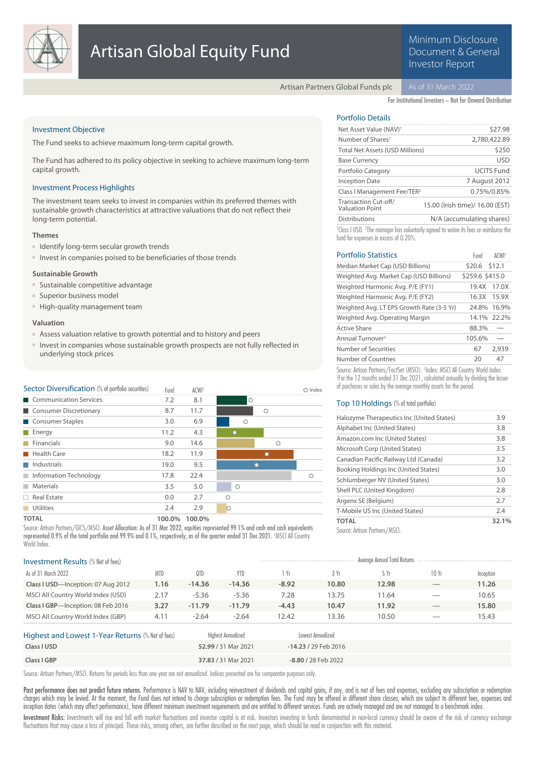# Artisan Global Equity Fund

Minimum Disclosure Document & General Investor Report

Artisan Partners Global Funds plc

As of 31 March 2022

For Institutional Investors – Not for Onward Distribution

## Investment Objective

The Fund seeks to achieve maximum long-term capital growth.

The Fund has adhered to its policy objective in seeking to achieve maximum long-term capital growth.

## Investment Process Highlights

The investment team seeks to invest in companies within its preferred themes with sustainable growth characteristics at attractive valuations that do not reflect their long-term potential.

### Themes

- Identify long-term secular growth trends
- Invest in companies poised to be beneficiaries of those trends

### Sustainable Growth

- Sustainable competitive advantage
- Superior business model
- High-quality management team

### Valuation

- Assess valuation relative to growth potential and to history and peers
- Invest in companies whose sustainable growth prospects are not fully reflected in underlying stock prices

## Portfolio Details

| | |
|---|---|
| Net Asset Value (NAV)[1] | $27.98 |
| Number of Shares[1] | 2,780,422.89 |
| Total Net Assets (USD Millions) | $250 |
| Base Currency | USD |
| Portfolio Category | UCITS Fund |
| Inception Date | 7 August 2012 |
| Class I Management Fee/TER[2] | 0.75%/0.85% |
| Transaction Cut-off/ Valuation Point | 15.00 (Irish time)/ 16.00 (EST) |
| Distributions | N/A (accumulating shares) |

[1]Class I USD. [2]The manager has voluntarily agreed to waive its fees or reimburse the fund for expenses in excess of 0.20%.

## Portfolio Statistics

| | Fund | ACWI[1] |
|---|---|---|
| Median Market Cap (USD Billions) | $20.6 | $12.1 |
| Weighted Avg. Market Cap (USD Billions) | $259.6 | $415.0 |
| Weighted Harmonic Avg. P/E (FY1) | 19.4X | 17.0X |
| Weighted Harmonic Avg. P/E (FY2) | 16.3X | 15.9X |
| Weighted Avg. LT EPS Growth Rate (3-5 Yr) | 24.8% | 16.9% |
| Weighted Avg. Operating Margin | 14.1% | 22.2% |
| Active Share | 88.3% | — |
| Annual Turnover[2] | 105.6% | — |
| Number of Securities | 67 | 2,939 |
| Number of Countries | 20 | 47 |

Source: Artisan Partners/FactSet (MSCI). [1]Index: MSCI All Country World Index. [2]For the 12 months ended 31 Dec 2021, calculated annually by dividing the lesser of purchases or sales by the average monthly assets for the period.

## Sector Diversification (% of portfolio securities)

| Sector | Fund | ACWI[1] |
|---|---|---|
| Communication Services | 7.2 | 8.1 |
| Consumer Discretionary | 8.7 | 11.7 |
| Consumer Staples | 3.0 | 6.9 |
| Energy | 11.2 | 4.3 |
| Financials | 9.0 | 14.6 |
| Health Care | 18.2 | 11.9 |
| Industrials | 19.0 | 9.5 |
| Information Technology | 17.8 | 22.4 |
| Materials | 3.5 | 5.0 |
| Real Estate | 0.0 | 2.7 |
| Utilities | 2.4 | 2.9 |
| **TOTAL** | **100.0%** | **100.0%** |

Index

Source: Artisan Partners/GICS/MSCI. **Asset Allocation: As of 31 Mar 2022, equities represented 99.1% and cash and cash equivalents represented 0.9% of the total portfolio and 99.9% and 0.1%, respectively, as of the quarter ended 31 Dec 2021.** [1]MSCI All Country World Index.

## Top 10 Holdings (% of total portfolio)

| | |
|---|---|
| Halozyme Therapeutics Inc (United States) | 3.9 |
| Alphabet Inc (United States) | 3.8 |
| Amazon.com Inc (United States) | 3.8 |
| Microsoft Corp (United States) | 3.5 |
| Canadian Pacific Railway Ltd (Canada) | 3.2 |
| Booking Holdings Inc (United States) | 3.0 |
| Schlumberger NV (United States) | 3.0 |
| Shell PLC (United Kingdom) | 2.8 |
| Argenx SE (Belgium) | 2.7 |
| T-Mobile US Inc (United States) | 2.4 |
| **TOTAL** | **32.1%** |

Source: Artisan Partners/MSCI.

## Investment Results (% Net of fees)

| | | | | Average Annual Total Returns | | | | |
|---|---|---|---|---|---|---|---|---|
| As of 31 March 2022 | MTD | QTD | YTD | 1 Yr | 3 Yr | 5 Yr | 10 Yr | Inception |
| **Class I USD**—Inception: 07 Aug 2012 | **1.16** | **-14.36** | **-14.36** | **-8.92** | **10.80** | **12.98** | — | **11.26** |
| MSCI All Country World Index (USD) | 2.17 | -5.36 | -5.36 | 7.28 | 13.75 | 11.64 | — | 10.65 |
| **Class I GBP**—Inception: 08 Feb 2016 | **3.27** | **-11.79** | **-11.79** | **-4.43** | **10.47** | **11.92** | — | **15.80** |
| MSCI All Country World Index (GBP) | 4.11 | -2.64 | -2.64 | 12.42 | 13.36 | 10.50 | — | 15.43 |

## Highest and Lowest 1-Year Returns (% Net of fees)

| | Highest Annualized | Lowest Annualized |
|---|---|---|
| **Class I USD** | **52.99** / 31 Mar 2021 | **-14.23** / 29 Feb 2016 |
| **Class I GBP** | **37.83** / 31 Mar 2021 | **-8.80** / 28 Feb 2022 |

Source: Artisan Partners/MSCI. Returns for periods less than one year are not annualized. Indices presented are for comparator purposes only.

**Past performance does not predict future returns.** Performance is NAV to NAV, including reinvestment of dividends and capital gains, if any, and is net of fees and expenses, excluding any subscription or redemption charges which may be levied. At the moment, the Fund does not intend to charge subscription or redemption fees. The Fund may be offered in different share classes, which are subject to different fees, expenses and inception dates (which may affect performance), have different minimum investment requirements and are entitled to different services. Funds are actively managed and are not managed to a benchmark index.

**Investment Risks:** Investments will rise and fall with market fluctuations and investor capital is at risk. Investors investing in funds denominated in non-local currency should be aware of the risk of currency exchange fluctuations that may cause a loss of principal. These risks, among others, are further described on the next page, which should be read in conjunction with this material.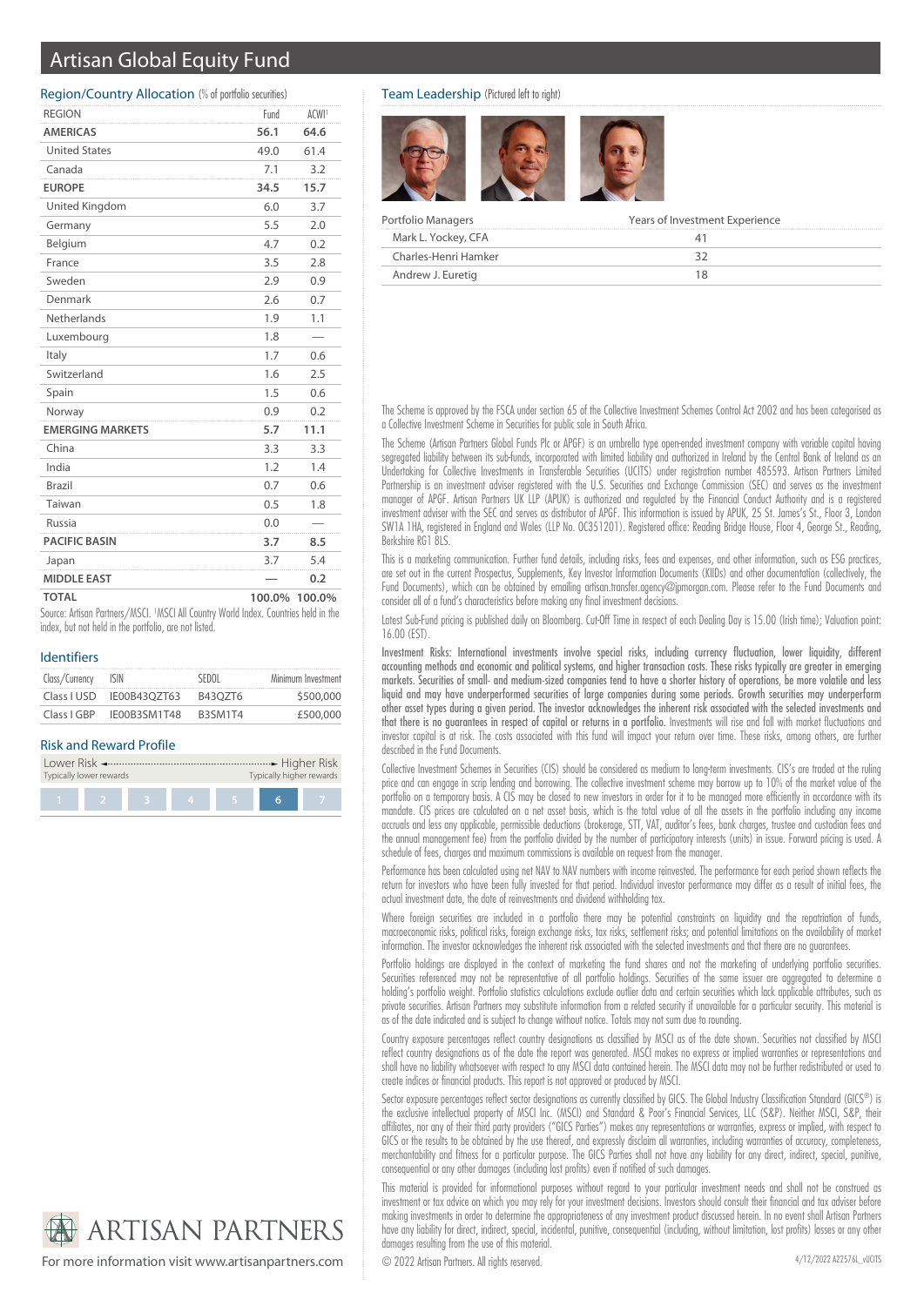# Artisan Global Equity Fund

## Region/Country Allocation (% of portfolio securities)

| REGION | Fund | ACWI[1] |
|---|---|---|
| **AMERICAS** | **56.1** | **64.6** |
| United States | 49.0 | 61.4 |
| Canada | 7.1 | 3.2 |
| **EUROPE** | **34.5** | **15.7** |
| United Kingdom | 6.0 | 3.7 |
| Germany | 5.5 | 2.0 |
| Belgium | 4.7 | 0.2 |
| France | 3.5 | 2.8 |
| Sweden | 2.9 | 0.9 |
| Denmark | 2.6 | 0.7 |
| Netherlands | 1.9 | 1.1 |
| Luxembourg | 1.8 | — |
| Italy | 1.7 | 0.6 |
| Switzerland | 1.6 | 2.5 |
| Spain | 1.5 | 0.6 |
| Norway | 0.9 | 0.2 |
| **EMERGING MARKETS** | **5.7** | **11.1** |
| China | 3.3 | 3.3 |
| India | 1.2 | 1.4 |
| Brazil | 0.7 | 0.6 |
| Taiwan | 0.5 | 1.8 |
| Russia | 0.0 | — |
| **PACIFIC BASIN** | **3.7** | **8.5** |
| Japan | 3.7 | 5.4 |
| **MIDDLE EAST** | — | **0.2** |
| **TOTAL** | **100.0%** | **100.0%** |

Source: Artisan Partners/MSCI. [1]MSCI All Country World Index. Countries held in the index, but not held in the portfolio, are not listed.

## Identifiers

| Class/Currency | ISIN | SEDOL | Minimum Investment |
|---|---|---|---|
| Class I USD | IE00B43QZT63 | B43QZT6 | $500,000 |
| Class I GBP | IE00B3SM1T48 | B3SM1T4 | £500,000 |

## Risk and Reward Profile

Lower Risk — Typically lower rewards ← → Higher Risk — Typically higher rewards

| 1 | 2 | 3 | 4 | 5 | **6** | 7 |
|---|---|---|---|---|---|---|

## Team Leadership (Pictured left to right)

| Portfolio Managers | Years of Investment Experience |
|---|---|
| Mark L. Yockey, CFA | 41 |
| Charles-Henri Hamker | 32 |
| Andrew J. Euretig | 18 |

The Scheme is approved by the FSCA under section 65 of the Collective Investment Schemes Control Act 2002 and has been categorised as a Collective Investment Scheme in Securities for public sale in South Africa.

The Scheme (Artisan Partners Global Funds Plc or APGF) is an umbrella type open-ended investment company with variable capital having segregated liability between its sub-funds, incorporated with limited liability and authorized in Ireland by the Central Bank of Ireland as an Undertaking for Collective Investments in Transferable Securities (UCITS) under registration number 485593. Artisan Partners Limited Partnership is an investment adviser registered with the U.S. Securities and Exchange Commission (SEC) and serves as the investment manager of APGF. Artisan Partners UK LLP (APUK) is authorized and regulated by the Financial Conduct Authority and is a registered investment adviser with the SEC and serves as distributor of APGF. This information is issued by APUK, 25 St. James's St., Floor 3, London SW1A 1HA, registered in England and Wales (LLP No. OC351201). Registered office: Reading Bridge House, Floor 4, George St., Reading, Berkshire RG1 8LS.

This is a marketing communication. Further fund details, including risks, fees and expenses, and other information, such as ESG practices, are set out in the current Prospectus, Supplements, Key Investor Information Documents (KIIDs) and other documentation (collectively, the Fund Documents), which can be obtained by emailing artisan.transfer.agency@jpmorgan.com. Please refer to the Fund Documents and consider all of a fund's characteristics before making any final investment decisions.

Latest Sub-Fund pricing is published daily on Bloomberg. Cut-Off Time in respect of each Dealing Day is 15.00 (Irish time); Valuation point: 16.00 (EST).

**Investment Risks: International investments involve special risks, including currency fluctuation, lower liquidity, different accounting methods and economic and political systems, and higher transaction costs. These risks typically are greater in emerging markets. Securities of small- and medium-sized companies tend to have a shorter history of operations, be more volatile and less liquid and may have underperformed securities of large companies during some periods. Growth securities may underperform other asset types during a given period. The investor acknowledges the inherent risk associated with the selected investments and that there is no guarantees in respect of capital or returns in a portfolio.** Investments will rise and fall with market fluctuations and investor capital is at risk. The costs associated with this fund will impact your return over time. These risks, among others, are further described in the Fund Documents.

Collective Investment Schemes in Securities (CIS) should be considered as medium to long-term investments. CIS's are traded at the ruling price and can engage in scrip lending and borrowing. The collective investment scheme may borrow up to 10% of the market value of the portfolio on a temporary basis. A CIS may be closed to new investors in order for it to be managed more efficiently in accordance with its mandate. CIS prices are calculated on a net asset basis, which is the total value of all the assets in the portfolio including any income accruals and less any applicable, permissible deductions (brokerage, STT, VAT, auditor's fees, bank charges, trustee and custodian fees and the annual management fee) from the portfolio divided by the number of participatory interests (units) in issue. Forward pricing is used. A schedule of fees, charges and maximum commissions is available on request from the manager.

Performance has been calculated using net NAV to NAV numbers with income reinvested. The performance for each period shown reflects the return for investors who have been fully invested for that period. Individual investor performance may differ as a result of initial fees, the actual investment date, the date of reinvestments and dividend withholding tax.

Where foreign securities are included in a portfolio there may be potential constraints on liquidity and the repatriation of funds, macroeconomic risks, political risks, foreign exchange risks, tax risks, settlement risks; and potential limitations on the availability of market information. The investor acknowledges the inherent risk associated with the selected investments and that there are no guarantees.

Portfolio holdings are displayed in the context of marketing the fund shares and not the marketing of underlying portfolio securities. Securities referenced may not be representative of all portfolio holdings. Securities of the same issuer are aggregated to determine a holding's portfolio weight. Portfolio statistics calculations exclude outlier data and certain securities which lack applicable attributes, such as private securities. Artisan Partners may substitute information from a related security if unavailable for a particular security. This material is as of the date indicated and is subject to change without notice. Totals may not sum due to rounding.

Country exposure percentages reflect country designations as classified by MSCI as of the date shown. Securities not classified by MSCI reflect country designations as of the date the report was generated. MSCI makes no express or implied warranties or representations and shall have no liability whatsoever with respect to any MSCI data contained herein. The MSCI data may not be further redistributed or used to create indices or financial products. This report is not approved or produced by MSCI.

Sector exposure percentages reflect sector designations as currently classified by GICS. The Global Industry Classification Standard (GICS®) is the exclusive intellectual property of MSCI Inc. (MSCI) and Standard & Poor's Financial Services, LLC (S&P). Neither MSCI, S&P, their affiliates, nor any of their third party providers ("GICS Parties") makes any representations or warranties, express or implied, with respect to GICS or the results to be obtained by the use thereof, and expressly disclaim all warranties, including warranties of accuracy, completeness, merchantability and fitness for a particular purpose. The GICS Parties shall not have any liability for any direct, indirect, special, punitive, consequential or any other damages (including lost profits) even if notified of such damages.

This material is provided for informational purposes without regard to your particular investment needs and shall not be construed as investment or tax advice on which you may rely for your investment decisions. Investors should consult their financial and tax adviser before making investments in order to determine the appropriateness of any investment product discussed herein. In no event shall Artisan Partners have any liability for direct, indirect, special, incidental, punitive, consequential (including, without limitation, lost profits) losses or any other damages resulting from the use of this material.

ARTISAN PARTNERS

For more information visit www.artisanpartners.com

© 2022 Artisan Partners. All rights reserved.

4/12/2022 A22574L_vUCITS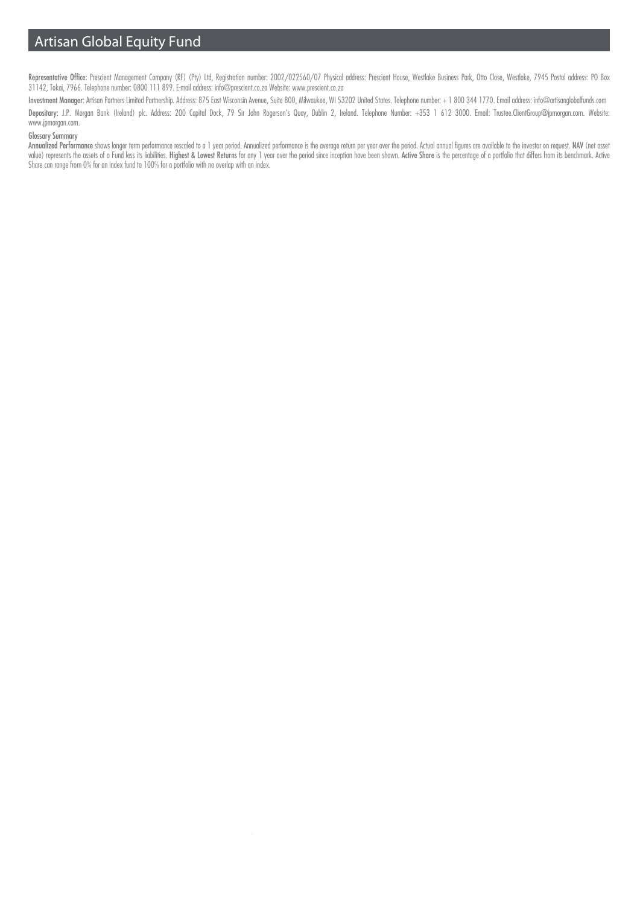# Artisan Global Equity Fund

**Representative Office:** Prescient Management Company (RF) (Pty) Ltd, Registration number: 2002/022560/07 Physical address: Prescient House, Westlake Business Park, Otto Close, Westlake, 7945 Postal address: PO Box 31142, Tokai, 7966. Telephone number: 0800 111 899. E-mail address: info@prescient.co.za Website: www.prescient.co.za

**Investment Manager:** Artisan Partners Limited Partnership. Address: 875 East Wisconsin Avenue, Suite 800, Milwaukee, WI 53202 United States. Telephone number: + 1 800 344 1770. Email address: info@artisanglobalfunds.com

**Depositary:** J.P. Morgan Bank (Ireland) plc. Address: 200 Capital Dock, 79 Sir John Rogerson's Quay, Dublin 2, Ireland. Telephone Number: +353 1 612 3000. Email: Trustee.ClientGroup@jpmorgan.com. Website: www.jpmorgan.com.

## Glossary Summary

**Annualized Performance** shows longer term performance rescaled to a 1 year period. Annualized performance is the average return per year over the period. Actual annual figures are available to the investor on request. **NAV** (net asset value) represents the assets of a Fund less its liabilities. **Highest & Lowest Returns** for any 1 year over the period since inception have been shown. **Active Share** is the percentage of a portfolio that differs from its benchmark. Active Share can range from 0% for an index fund to 100% for a portfolio with no overlap with an index.